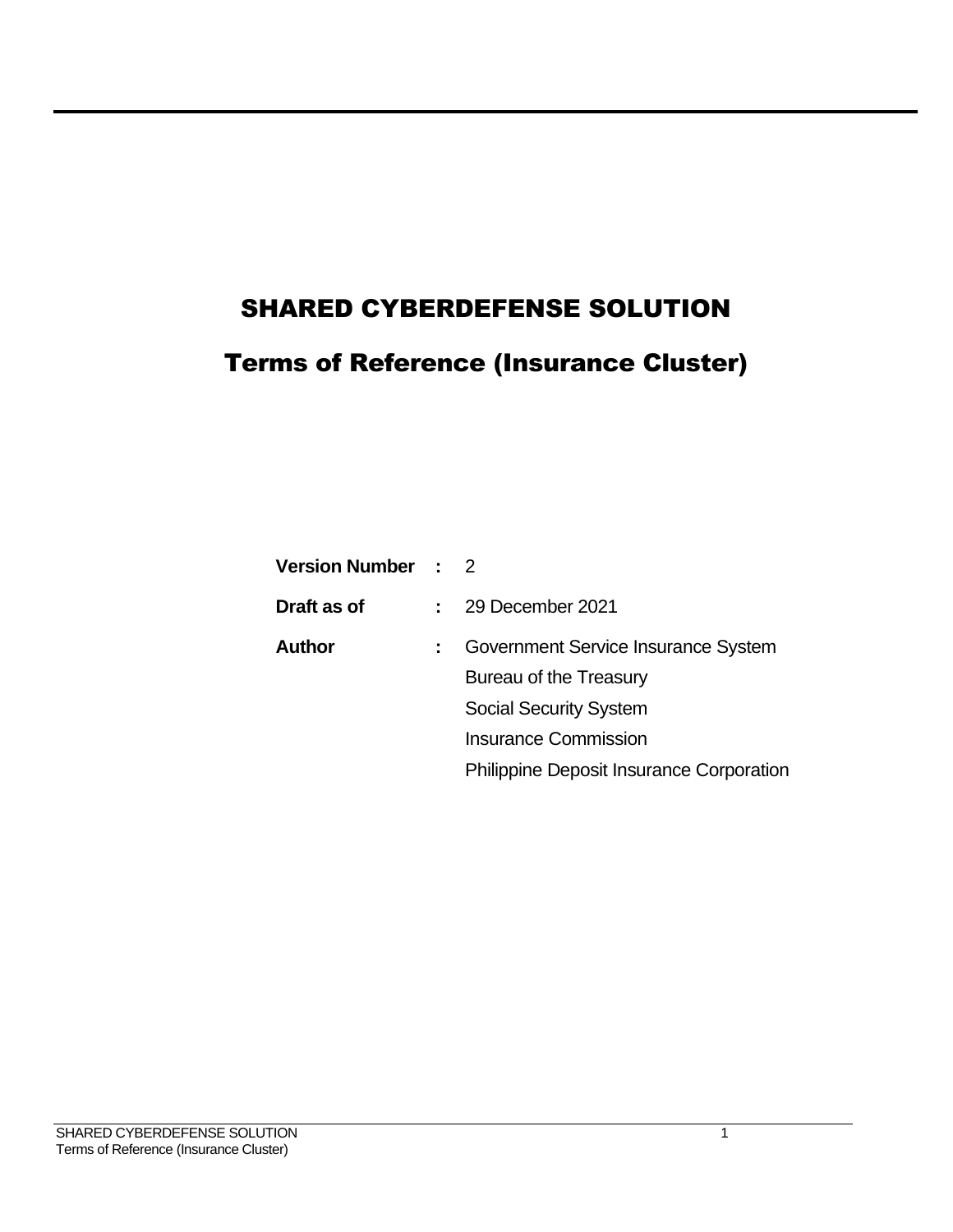# SHARED CYBERDEFENSE SOLUTION

## Terms of Reference (Insurance Cluster)

| | | |
|---|---|---|
| **Version Number** | **:** | 2 |
| **Draft as of** | **:** | 29 December 2021 |
| **Author** | **:** | Government Service Insurance System |
| | | Bureau of the Treasury |
| | | Social Security System |
| | | Insurance Commission |
| | | Philippine Deposit Insurance Corporation |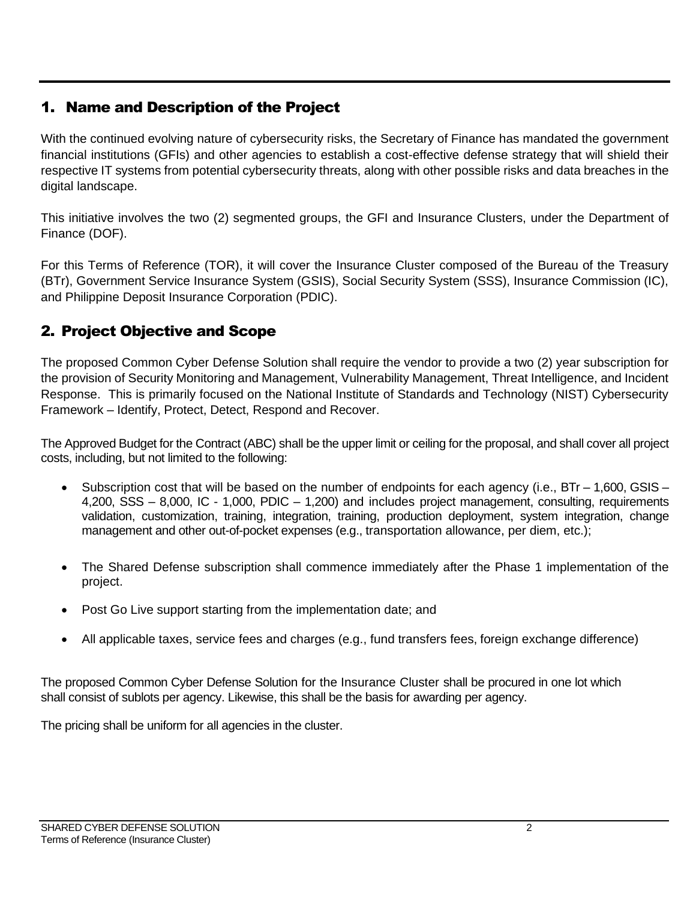## 1. Name and Description of the Project

With the continued evolving nature of cybersecurity risks, the Secretary of Finance has mandated the government financial institutions (GFIs) and other agencies to establish a cost-effective defense strategy that will shield their respective IT systems from potential cybersecurity threats, along with other possible risks and data breaches in the digital landscape.

This initiative involves the two (2) segmented groups, the GFI and Insurance Clusters, under the Department of Finance (DOF).

For this Terms of Reference (TOR), it will cover the Insurance Cluster composed of the Bureau of the Treasury (BTr), Government Service Insurance System (GSIS), Social Security System (SSS), Insurance Commission (IC), and Philippine Deposit Insurance Corporation (PDIC).

## 2. Project Objective and Scope

The proposed Common Cyber Defense Solution shall require the vendor to provide a two (2) year subscription for the provision of Security Monitoring and Management, Vulnerability Management, Threat Intelligence, and Incident Response. This is primarily focused on the National Institute of Standards and Technology (NIST) Cybersecurity Framework – Identify, Protect, Detect, Respond and Recover.

The Approved Budget for the Contract (ABC) shall be the upper limit or ceiling for the proposal, and shall cover all project costs, including, but not limited to the following:

- Subscription cost that will be based on the number of endpoints for each agency (i.e., BTr – 1,600, GSIS – 4,200, SSS – 8,000, IC - 1,000, PDIC – 1,200) and includes project management, consulting, requirements validation, customization, training, integration, training, production deployment, system integration, change management and other out-of-pocket expenses (e.g., transportation allowance, per diem, etc.);
- The Shared Defense subscription shall commence immediately after the Phase 1 implementation of the project.
- Post Go Live support starting from the implementation date; and
- All applicable taxes, service fees and charges (e.g., fund transfers fees, foreign exchange difference)

The proposed Common Cyber Defense Solution for the Insurance Cluster shall be procured in one lot which shall consist of sublots per agency. Likewise, this shall be the basis for awarding per agency.

The pricing shall be uniform for all agencies in the cluster.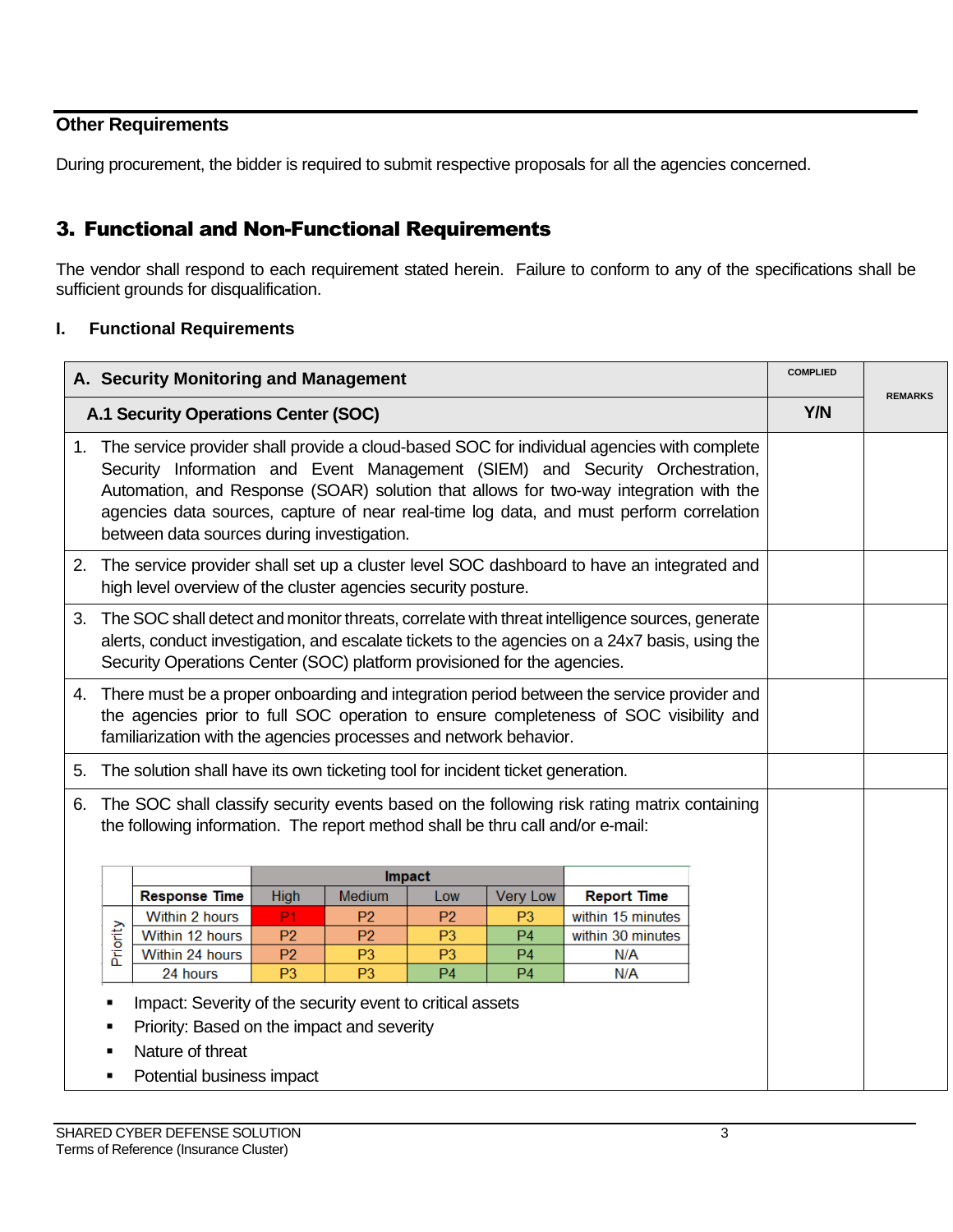## Other Requirements

During procurement, the bidder is required to submit respective proposals for all the agencies concerned.

## 3. Functional and Non-Functional Requirements

The vendor shall respond to each requirement stated herein. Failure to conform to any of the specifications shall be sufficient grounds for disqualification.

### I. Functional Requirements

| A. Security Monitoring and Management | COMPLIED | REMARKS |
|---|---|---|
| **A.1 Security Operations Center (SOC)** | **Y/N** | |
| 1. The service provider shall provide a cloud-based SOC for individual agencies with complete Security Information and Event Management (SIEM) and Security Orchestration, Automation, and Response (SOAR) solution that allows for two-way integration with the agencies data sources, capture of near real-time log data, and must perform correlation between data sources during investigation. | | |
| 2. The service provider shall set up a cluster level SOC dashboard to have an integrated and high level overview of the cluster agencies security posture. | | |
| 3. The SOC shall detect and monitor threats, correlate with threat intelligence sources, generate alerts, conduct investigation, and escalate tickets to the agencies on a 24x7 basis, using the Security Operations Center (SOC) platform provisioned for the agencies. | | |
| 4. There must be a proper onboarding and integration period between the service provider and the agencies prior to full SOC operation to ensure completeness of SOC visibility and familiarization with the agencies processes and network behavior. | | |
| 5. The solution shall have its own ticketing tool for incident ticket generation. | | |
| 6. The SOC shall classify security events based on the following risk rating matrix containing the following information. The report method shall be thru call and/or e-mail: | | |

| | | Impact | | | | |
|---|---|---|---|---|---|---|
| | **Response Time** | High | Medium | Low | Very Low | **Report Time** |
| Priority | Within 2 hours | P1 | P2 | P2 | P3 | within 15 minutes |
| | Within 12 hours | P2 | P2 | P3 | P4 | within 30 minutes |
| | Within 24 hours | P2 | P3 | P3 | P4 | N/A |
| | 24 hours | P3 | P3 | P4 | P4 | N/A |

- Impact: Severity of the security event to critical assets
- Priority: Based on the impact and severity
- Nature of threat
- Potential business impact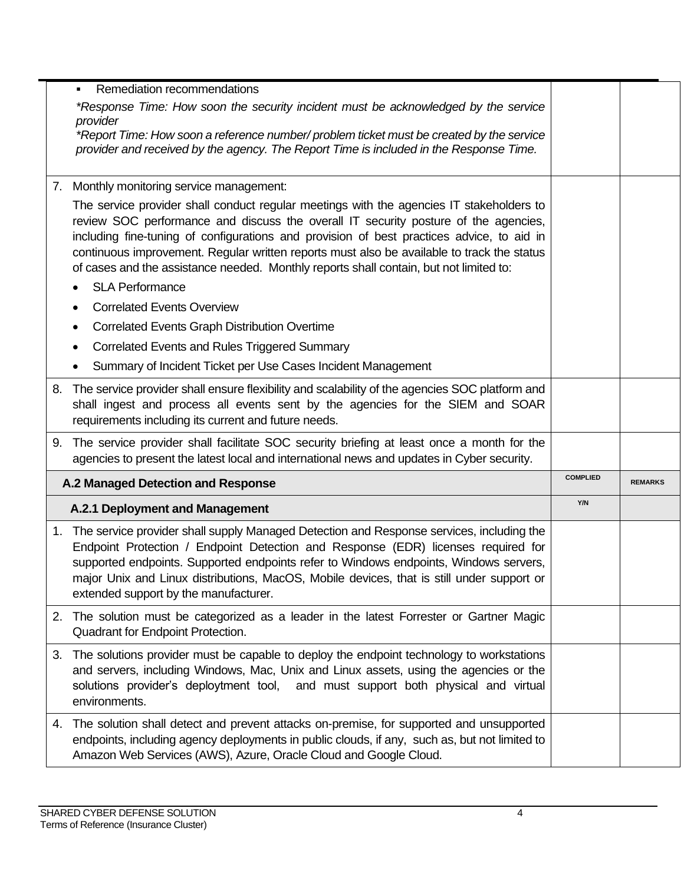| | | |
|---|---|---|
| ▪ Remediation recommendations<br>*\*Response Time: How soon the security incident must be acknowledged by the service provider*<br>*\*Report Time: How soon a reference number/ problem ticket must be created by the service provider and received by the agency. The Report Time is included in the Response Time.* | | |
| 7. Monthly monitoring service management:<br>The service provider shall conduct regular meetings with the agencies IT stakeholders to review SOC performance and discuss the overall IT security posture of the agencies, including fine-tuning of configurations and provision of best practices advice, to aid in continuous improvement. Regular written reports must also be available to track the status of cases and the assistance needed. Monthly reports shall contain, but not limited to:<br>• SLA Performance<br>• Correlated Events Overview<br>• Correlated Events Graph Distribution Overtime<br>• Correlated Events and Rules Triggered Summary<br>• Summary of Incident Ticket per Use Cases Incident Management | | |
| 8. The service provider shall ensure flexibility and scalability of the agencies SOC platform and shall ingest and process all events sent by the agencies for the SIEM and SOAR requirements including its current and future needs. | | |
| 9. The service provider shall facilitate SOC security briefing at least once a month for the agencies to present the latest local and international news and updates in Cyber security. | | |
| **A.2 Managed Detection and Response** | **COMPLIED** | **REMARKS** |
| **A.2.1 Deployment and Management** | **Y/N** | |
| 1. The service provider shall supply Managed Detection and Response services, including the Endpoint Protection / Endpoint Detection and Response (EDR) licenses required for supported endpoints. Supported endpoints refer to Windows endpoints, Windows servers, major Unix and Linux distributions, MacOS, Mobile devices, that is still under support or extended support by the manufacturer. | | |
| 2. The solution must be categorized as a leader in the latest Forrester or Gartner Magic Quadrant for Endpoint Protection. | | |
| 3. The solutions provider must be capable to deploy the endpoint technology to workstations and servers, including Windows, Mac, Unix and Linux assets, using the agencies or the solutions provider's deploytment tool, and must support both physical and virtual environments. | | |
| 4. The solution shall detect and prevent attacks on-premise, for supported and unsupported endpoints, including agency deployments in public clouds, if any, such as, but not limited to Amazon Web Services (AWS), Azure, Oracle Cloud and Google Cloud. | | |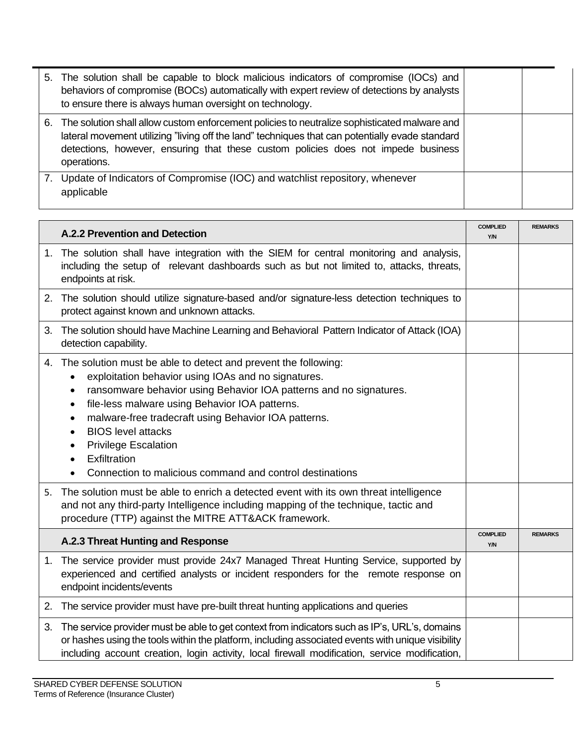| | | |
|---|---|---|
| 5. The solution shall be capable to block malicious indicators of compromise (IOCs) and behaviors of compromise (BOCs) automatically with expert review of detections by analysts to ensure there is always human oversight on technology. | | |
| 6. The solution shall allow custom enforcement policies to neutralize sophisticated malware and lateral movement utilizing "living off the land" techniques that can potentially evade standard detections, however, ensuring that these custom policies does not impede business operations. | | |
| 7. Update of Indicators of Compromise (IOC) and watchlist repository, whenever applicable | | |

| **A.2.2 Prevention and Detection** | **COMPLIED Y/N** | **REMARKS** |
|---|---|---|
| 1. The solution shall have integration with the SIEM for central monitoring and analysis, including the setup of relevant dashboards such as but not limited to, attacks, threats, endpoints at risk. | | |
| 2. The solution should utilize signature-based and/or signature-less detection techniques to protect against known and unknown attacks. | | |
| 3. The solution should have Machine Learning and Behavioral Pattern Indicator of Attack (IOA) detection capability. | | |
| 4. The solution must be able to detect and prevent the following:<br>• exploitation behavior using IOAs and no signatures.<br>• ransomware behavior using Behavior IOA patterns and no signatures.<br>• file-less malware using Behavior IOA patterns.<br>• malware-free tradecraft using Behavior IOA patterns.<br>• BIOS level attacks<br>• Privilege Escalation<br>• Exfiltration<br>• Connection to malicious command and control destinations | | |
| 5. The solution must be able to enrich a detected event with its own threat intelligence and not any third-party Intelligence including mapping of the technique, tactic and procedure (TTP) against the MITRE ATT&ACK framework. | | |
| **A.2.3 Threat Hunting and Response** | **COMPLIED Y/N** | **REMARKS** |
| 1. The service provider must provide 24x7 Managed Threat Hunting Service, supported by experienced and certified analysts or incident responders for the remote response on endpoint incidents/events | | |
| 2. The service provider must have pre-built threat hunting applications and queries | | |
| 3. The service provider must be able to get context from indicators such as IP's, URL's, domains or hashes using the tools within the platform, including associated events with unique visibility including account creation, login activity, local firewall modification, service modification, | | |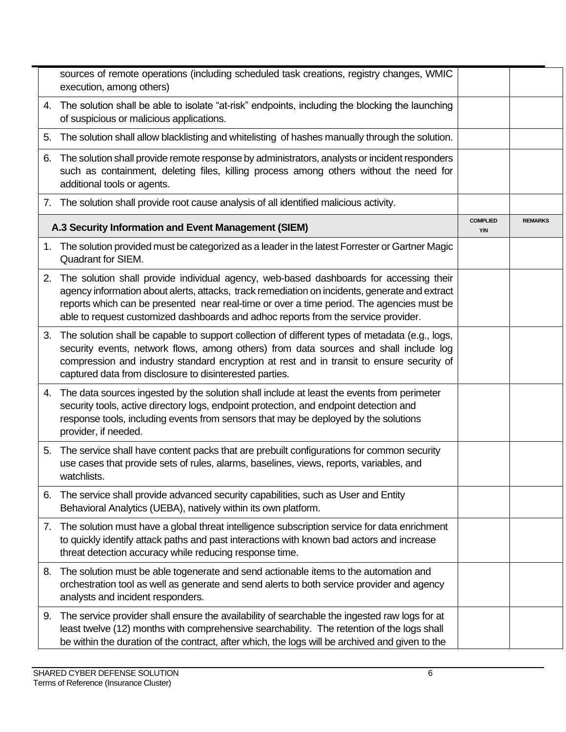| | COMPLIED Y/N | REMARKS |
|---|---|---|
| sources of remote operations (including scheduled task creations, registry changes, WMIC execution, among others) | | |
| 4. The solution shall be able to isolate "at-risk" endpoints, including the blocking the launching of suspicious or malicious applications. | | |
| 5. The solution shall allow blacklisting and whitelisting of hashes manually through the solution. | | |
| 6. The solution shall provide remote response by administrators, analysts or incident responders such as containment, deleting files, killing process among others without the need for additional tools or agents. | | |
| 7. The solution shall provide root cause analysis of all identified malicious activity. | | |
| **A.3 Security Information and Event Management (SIEM)** | **COMPLIED Y/N** | **REMARKS** |
| 1. The solution provided must be categorized as a leader in the latest Forrester or Gartner Magic Quadrant for SIEM. | | |
| 2. The solution shall provide individual agency, web-based dashboards for accessing their agency information about alerts, attacks, track remediation on incidents, generate and extract reports which can be presented near real-time or over a time period. The agencies must be able to request customized dashboards and adhoc reports from the service provider. | | |
| 3. The solution shall be capable to support collection of different types of metadata (e.g., logs, security events, network flows, among others) from data sources and shall include log compression and industry standard encryption at rest and in transit to ensure security of captured data from disclosure to disinterested parties. | | |
| 4. The data sources ingested by the solution shall include at least the events from perimeter security tools, active directory logs, endpoint protection, and endpoint detection and response tools, including events from sensors that may be deployed by the solutions provider, if needed. | | |
| 5. The service shall have content packs that are prebuilt configurations for common security use cases that provide sets of rules, alarms, baselines, views, reports, variables, and watchlists. | | |
| 6. The service shall provide advanced security capabilities, such as User and Entity Behavioral Analytics (UEBA), natively within its own platform. | | |
| 7. The solution must have a global threat intelligence subscription service for data enrichment to quickly identify attack paths and past interactions with known bad actors and increase threat detection accuracy while reducing response time. | | |
| 8. The solution must be able togenerate and send actionable items to the automation and orchestration tool as well as generate and send alerts to both service provider and agency analysts and incident responders. | | |
| 9. The service provider shall ensure the availability of searchable the ingested raw logs for at least twelve (12) months with comprehensive searchability. The retention of the logs shall be within the duration of the contract, after which, the logs will be archived and given to the | | |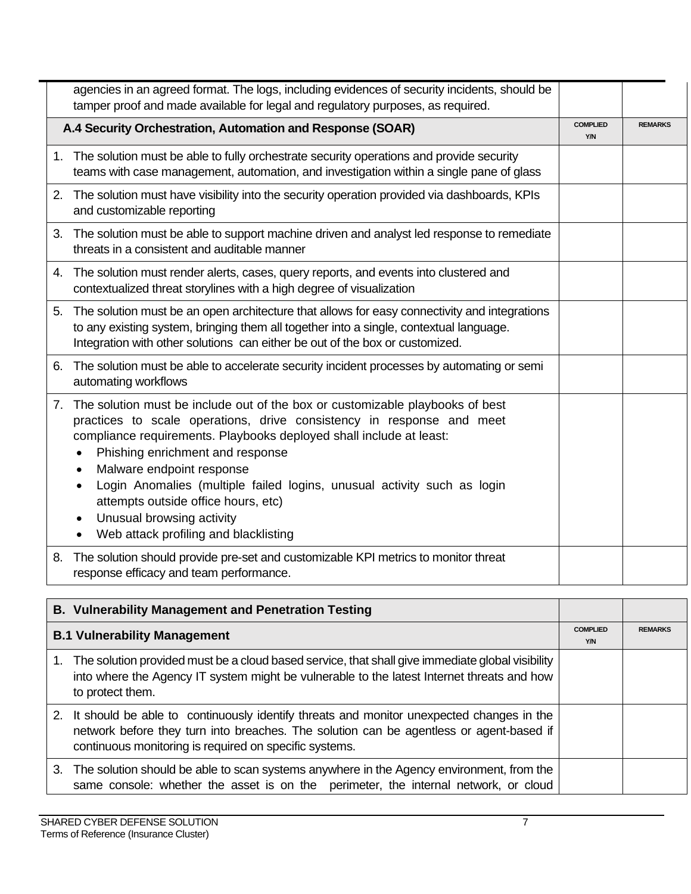| | | |
|---|---|---|
| agencies in an agreed format. The logs, including evidences of security incidents, should be tamper proof and made available for legal and regulatory purposes, as required. | | |

| A.4 Security Orchestration, Automation and Response (SOAR) | COMPLIED Y/N | REMARKS |
|---|---|---|
| 1. The solution must be able to fully orchestrate security operations and provide security teams with case management, automation, and investigation within a single pane of glass | | |
| 2. The solution must have visibility into the security operation provided via dashboards, KPIs and customizable reporting | | |
| 3. The solution must be able to support machine driven and analyst led response to remediate threats in a consistent and auditable manner | | |
| 4. The solution must render alerts, cases, query reports, and events into clustered and contextualized threat storylines with a high degree of visualization | | |
| 5. The solution must be an open architecture that allows for easy connectivity and integrations to any existing system, bringing them all together into a single, contextual language. Integration with other solutions can either be out of the box or customized. | | |
| 6. The solution must be able to accelerate security incident processes by automating or semi automating workflows | | |
| 7. The solution must be include out of the box or customizable playbooks of best practices to scale operations, drive consistency in response and meet compliance requirements. Playbooks deployed shall include at least: <br>• Phishing enrichment and response <br>• Malware endpoint response <br>• Login Anomalies (multiple failed logins, unusual activity such as login attempts outside office hours, etc) <br>• Unusual browsing activity <br>• Web attack profiling and blacklisting | | |
| 8. The solution should provide pre-set and customizable KPI metrics to monitor threat response efficacy and team performance. | | |

| B. Vulnerability Management and Penetration Testing | | |
|---|---|---|
| **B.1 Vulnerability Management** | **COMPLIED Y/N** | **REMARKS** |
| 1. The solution provided must be a cloud based service, that shall give immediate global visibility into where the Agency IT system might be vulnerable to the latest Internet threats and how to protect them. | | |
| 2. It should be able to continuously identify threats and monitor unexpected changes in the network before they turn into breaches. The solution can be agentless or agent-based if continuous monitoring is required on specific systems. | | |
| 3. The solution should be able to scan systems anywhere in the Agency environment, from the same console: whether the asset is on the perimeter, the internal network, or cloud | | |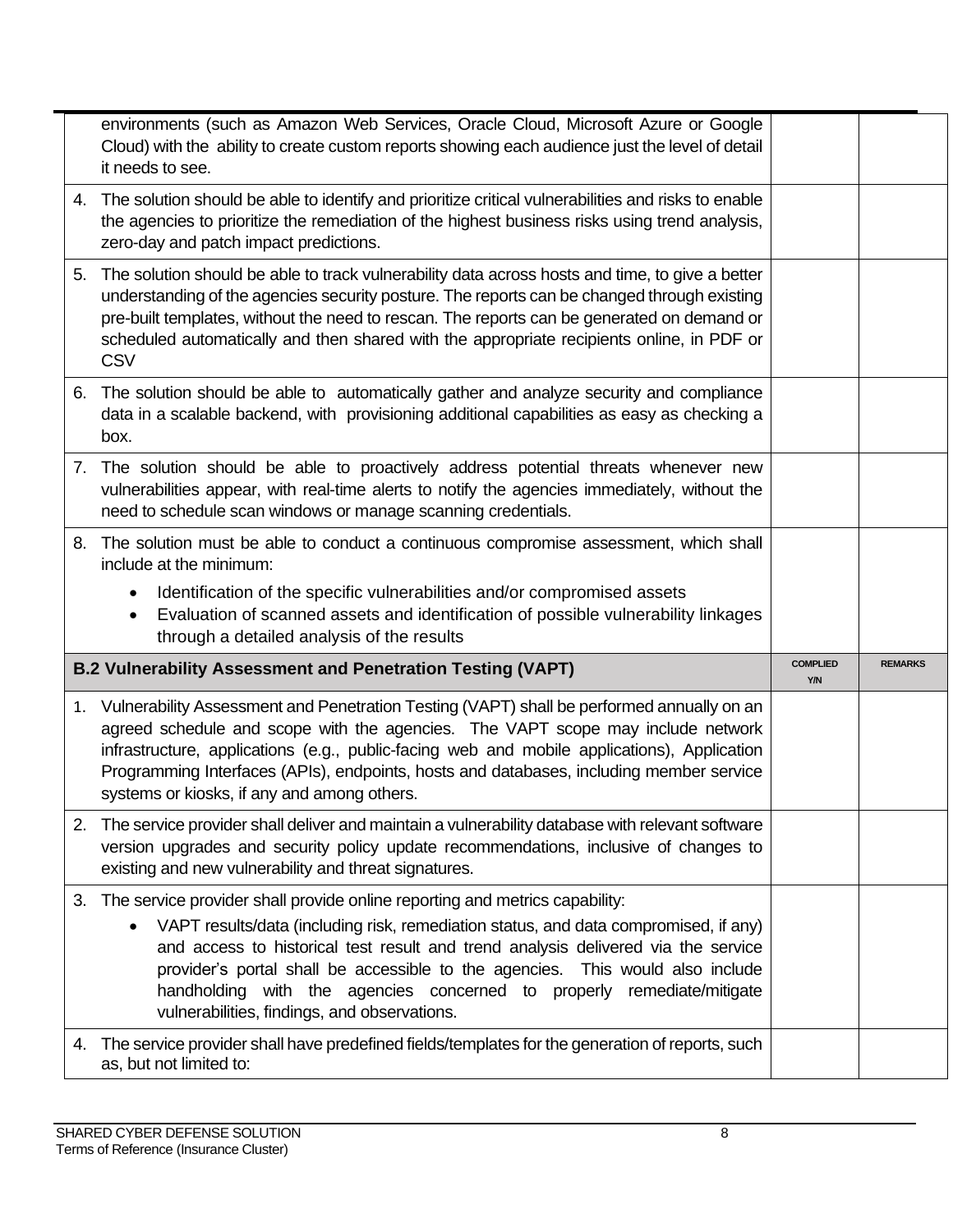| | COMPLIED Y/N | REMARKS |
| --- | --- | --- |
| environments (such as Amazon Web Services, Oracle Cloud, Microsoft Azure or Google Cloud) with the ability to create custom reports showing each audience just the level of detail it needs to see. | | |
| 4. The solution should be able to identify and prioritize critical vulnerabilities and risks to enable the agencies to prioritize the remediation of the highest business risks using trend analysis, zero-day and patch impact predictions. | | |
| 5. The solution should be able to track vulnerability data across hosts and time, to give a better understanding of the agencies security posture. The reports can be changed through existing pre-built templates, without the need to rescan. The reports can be generated on demand or scheduled automatically and then shared with the appropriate recipients online, in PDF or CSV | | |
| 6. The solution should be able to automatically gather and analyze security and compliance data in a scalable backend, with provisioning additional capabilities as easy as checking a box. | | |
| 7. The solution should be able to proactively address potential threats whenever new vulnerabilities appear, with real-time alerts to notify the agencies immediately, without the need to schedule scan windows or manage scanning credentials. | | |
| 8. The solution must be able to conduct a continuous compromise assessment, which shall include at the minimum:<br>• Identification of the specific vulnerabilities and/or compromised assets<br>• Evaluation of scanned assets and identification of possible vulnerability linkages through a detailed analysis of the results | | |
| **B.2 Vulnerability Assessment and Penetration Testing (VAPT)** | **COMPLIED Y/N** | **REMARKS** |
| 1. Vulnerability Assessment and Penetration Testing (VAPT) shall be performed annually on an agreed schedule and scope with the agencies. The VAPT scope may include network infrastructure, applications (e.g., public-facing web and mobile applications), Application Programming Interfaces (APIs), endpoints, hosts and databases, including member service systems or kiosks, if any and among others. | | |
| 2. The service provider shall deliver and maintain a vulnerability database with relevant software version upgrades and security policy update recommendations, inclusive of changes to existing and new vulnerability and threat signatures. | | |
| 3. The service provider shall provide online reporting and metrics capability:<br>• VAPT results/data (including risk, remediation status, and data compromised, if any) and access to historical test result and trend analysis delivered via the service provider's portal shall be accessible to the agencies. This would also include handholding with the agencies concerned to properly remediate/mitigate vulnerabilities, findings, and observations. | | |
| 4. The service provider shall have predefined fields/templates for the generation of reports, such as, but not limited to: | | |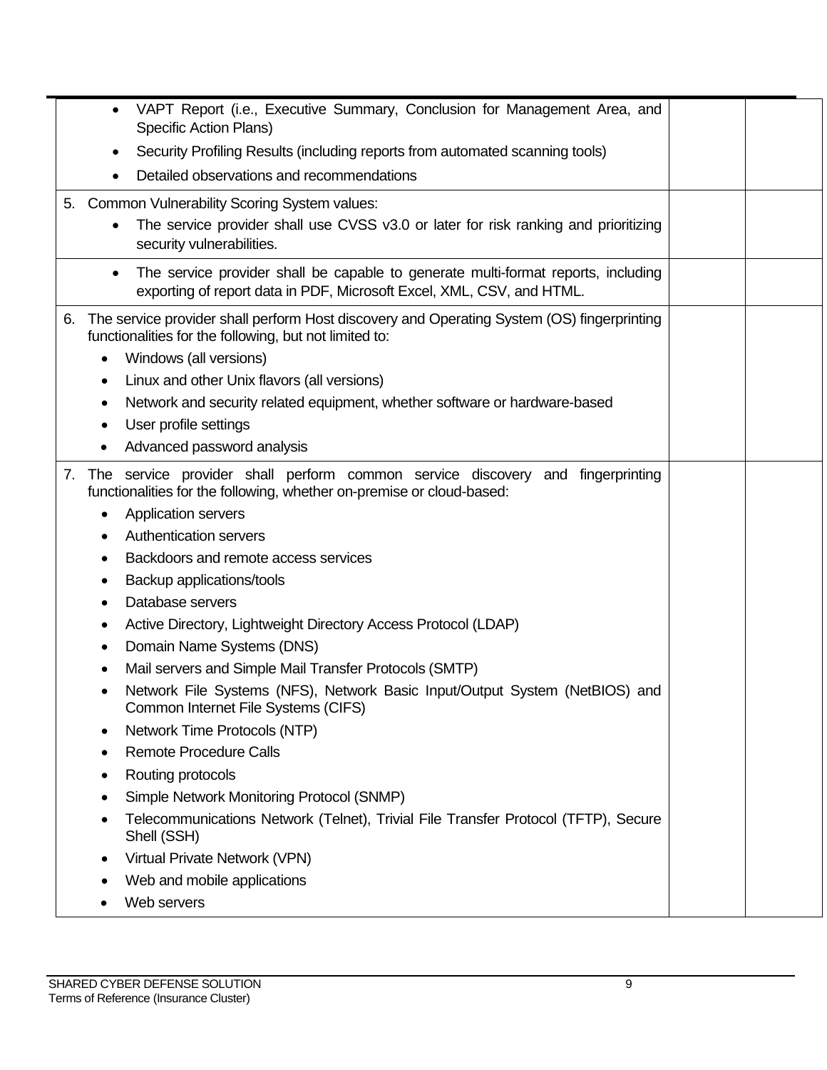| | | |
|---|---|---|
| • VAPT Report (i.e., Executive Summary, Conclusion for Management Area, and Specific Action Plans)<br>• Security Profiling Results (including reports from automated scanning tools)<br>• Detailed observations and recommendations | | |
| 5. Common Vulnerability Scoring System values:<br>• The service provider shall use CVSS v3.0 or later for risk ranking and prioritizing security vulnerabilities. | | |
| • The service provider shall be capable to generate multi-format reports, including exporting of report data in PDF, Microsoft Excel, XML, CSV, and HTML. | | |
| 6. The service provider shall perform Host discovery and Operating System (OS) fingerprinting functionalities for the following, but not limited to:<br>• Windows (all versions)<br>• Linux and other Unix flavors (all versions)<br>• Network and security related equipment, whether software or hardware-based<br>• User profile settings<br>• Advanced password analysis | | |
| 7. The service provider shall perform common service discovery and fingerprinting functionalities for the following, whether on-premise or cloud-based:<br>• Application servers<br>• Authentication servers<br>• Backdoors and remote access services<br>• Backup applications/tools<br>• Database servers<br>• Active Directory, Lightweight Directory Access Protocol (LDAP)<br>• Domain Name Systems (DNS)<br>• Mail servers and Simple Mail Transfer Protocols (SMTP)<br>• Network File Systems (NFS), Network Basic Input/Output System (NetBIOS) and Common Internet File Systems (CIFS)<br>• Network Time Protocols (NTP)<br>• Remote Procedure Calls<br>• Routing protocols<br>• Simple Network Monitoring Protocol (SNMP)<br>• Telecommunications Network (Telnet), Trivial File Transfer Protocol (TFTP), Secure Shell (SSH)<br>• Virtual Private Network (VPN)<br>• Web and mobile applications<br>• Web servers | | |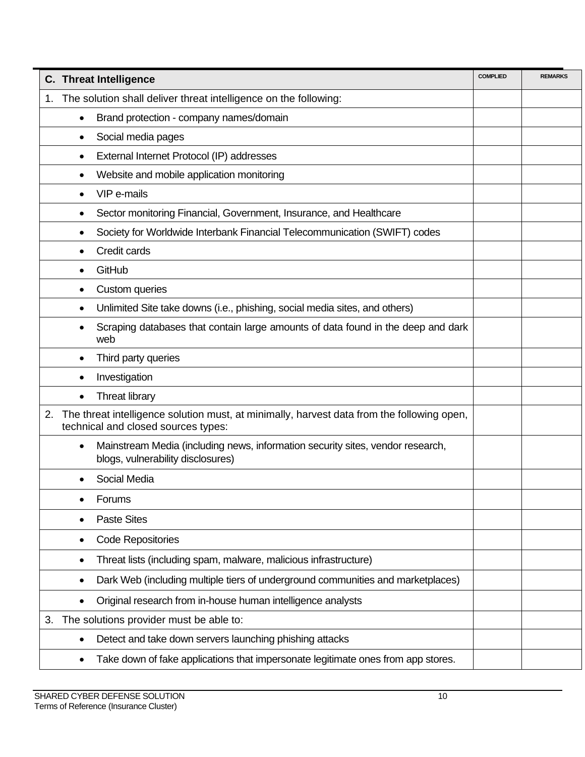| C. Threat Intelligence | COMPLIED | REMARKS |
|---|---|---|
| 1. The solution shall deliver threat intelligence on the following: | | |
| • Brand protection - company names/domain | | |
| • Social media pages | | |
| • External Internet Protocol (IP) addresses | | |
| • Website and mobile application monitoring | | |
| • VIP e-mails | | |
| • Sector monitoring Financial, Government, Insurance, and Healthcare | | |
| • Society for Worldwide Interbank Financial Telecommunication (SWIFT) codes | | |
| • Credit cards | | |
| • GitHub | | |
| • Custom queries | | |
| • Unlimited Site take downs (i.e., phishing, social media sites, and others) | | |
| • Scraping databases that contain large amounts of data found in the deep and dark web | | |
| • Third party queries | | |
| • Investigation | | |
| • Threat library | | |
| 2. The threat intelligence solution must, at minimally, harvest data from the following open, technical and closed sources types: | | |
| • Mainstream Media (including news, information security sites, vendor research, blogs, vulnerability disclosures) | | |
| • Social Media | | |
| • Forums | | |
| • Paste Sites | | |
| • Code Repositories | | |
| • Threat lists (including spam, malware, malicious infrastructure) | | |
| • Dark Web (including multiple tiers of underground communities and marketplaces) | | |
| • Original research from in-house human intelligence analysts | | |
| 3. The solutions provider must be able to: | | |
| • Detect and take down servers launching phishing attacks | | |
| • Take down of fake applications that impersonate legitimate ones from app stores. | | |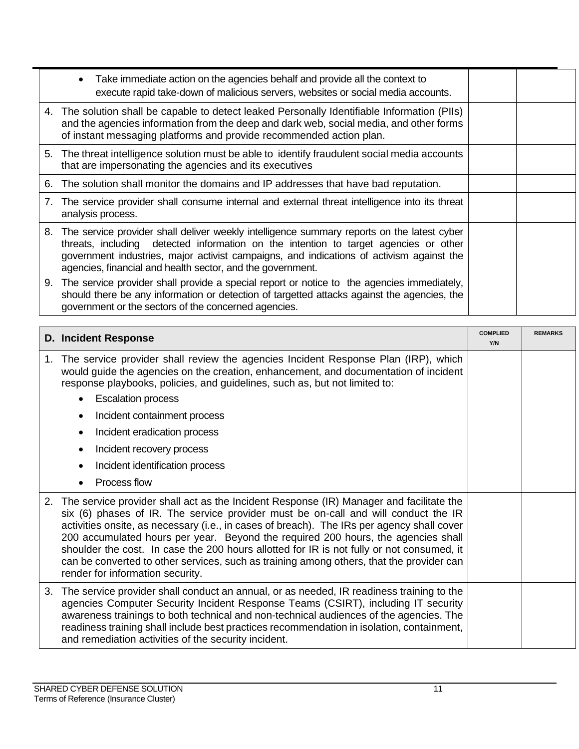| | | |
|---|---|---|
| • Take immediate action on the agencies behalf and provide all the context to execute rapid take-down of malicious servers, websites or social media accounts. | | |
| 4. The solution shall be capable to detect leaked Personally Identifiable Information (PIIs) and the agencies information from the deep and dark web, social media, and other forms of instant messaging platforms and provide recommended action plan. | | |
| 5. The threat intelligence solution must be able to identify fraudulent social media accounts that are impersonating the agencies and its executives | | |
| 6. The solution shall monitor the domains and IP addresses that have bad reputation. | | |
| 7. The service provider shall consume internal and external threat intelligence into its threat analysis process. | | |
| 8. The service provider shall deliver weekly intelligence summary reports on the latest cyber threats, including detected information on the intention to target agencies or other government industries, major activist campaigns, and indications of activism against the agencies, financial and health sector, and the government.<br>9. The service provider shall provide a special report or notice to the agencies immediately, should there be any information or detection of targetted attacks against the agencies, the government or the sectors of the concerned agencies. | | |

| **D. Incident Response** | **COMPLIED Y/N** | **REMARKS** |
|---|---|---|
| 1. The service provider shall review the agencies Incident Response Plan (IRP), which would guide the agencies on the creation, enhancement, and documentation of incident response playbooks, policies, and guidelines, such as, but not limited to:<br>• Escalation process<br>• Incident containment process<br>• Incident eradication process<br>• Incident recovery process<br>• Incident identification process<br>• Process flow | | |
| 2. The service provider shall act as the Incident Response (IR) Manager and facilitate the six (6) phases of IR. The service provider must be on-call and will conduct the IR activities onsite, as necessary (i.e., in cases of breach). The IRs per agency shall cover 200 accumulated hours per year. Beyond the required 200 hours, the agencies shall shoulder the cost. In case the 200 hours allotted for IR is not fully or not consumed, it can be converted to other services, such as training among others, that the provider can render for information security. | | |
| 3. The service provider shall conduct an annual, or as needed, IR readiness training to the agencies Computer Security Incident Response Teams (CSIRT), including IT security awareness trainings to both technical and non-technical audiences of the agencies. The readiness training shall include best practices recommendation in isolation, containment, and remediation activities of the security incident. | | |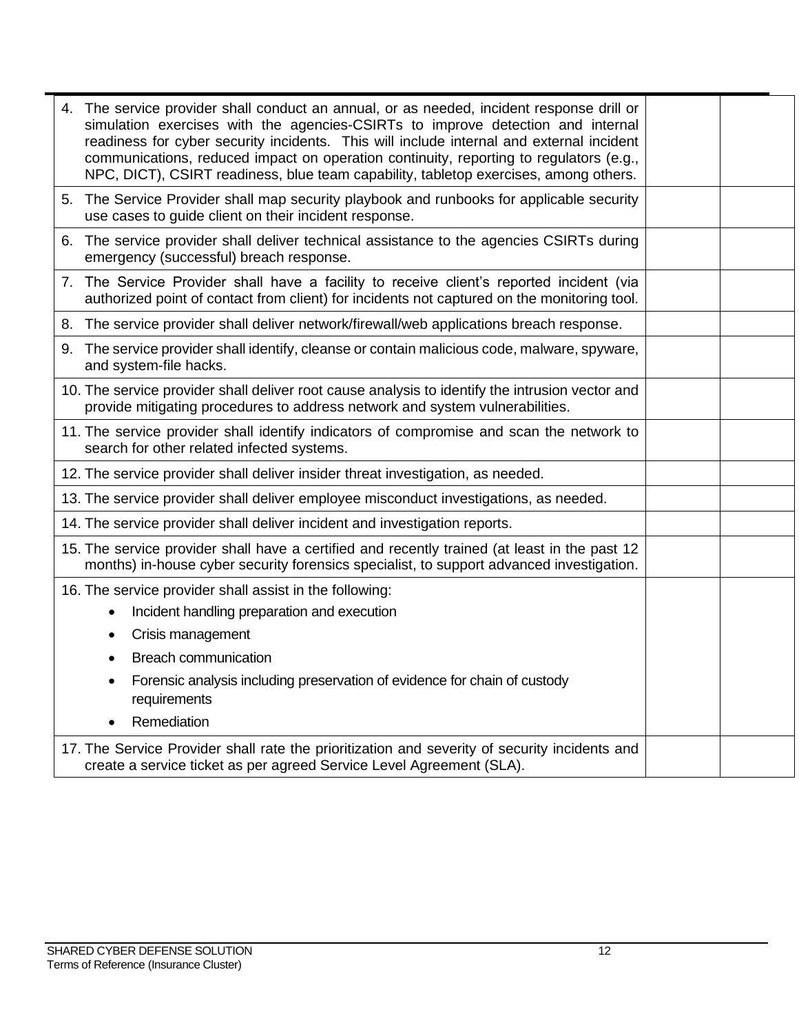| | | |
|---|---|---|
| 4. The service provider shall conduct an annual, or as needed, incident response drill or simulation exercises with the agencies-CSIRTs to improve detection and internal readiness for cyber security incidents. This will include internal and external incident communications, reduced impact on operation continuity, reporting to regulators (e.g., NPC, DICT), CSIRT readiness, blue team capability, tabletop exercises, among others. | | |
| 5. The Service Provider shall map security playbook and runbooks for applicable security use cases to guide client on their incident response. | | |
| 6. The service provider shall deliver technical assistance to the agencies CSIRTs during emergency (successful) breach response. | | |
| 7. The Service Provider shall have a facility to receive client's reported incident (via authorized point of contact from client) for incidents not captured on the monitoring tool. | | |
| 8. The service provider shall deliver network/firewall/web applications breach response. | | |
| 9. The service provider shall identify, cleanse or contain malicious code, malware, spyware, and system-file hacks. | | |
| 10. The service provider shall deliver root cause analysis to identify the intrusion vector and provide mitigating procedures to address network and system vulnerabilities. | | |
| 11. The service provider shall identify indicators of compromise and scan the network to search for other related infected systems. | | |
| 12. The service provider shall deliver insider threat investigation, as needed. | | |
| 13. The service provider shall deliver employee misconduct investigations, as needed. | | |
| 14. The service provider shall deliver incident and investigation reports. | | |
| 15. The service provider shall have a certified and recently trained (at least in the past 12 months) in-house cyber security forensics specialist, to support advanced investigation. | | |
| 16. The service provider shall assist in the following:<br>• Incident handling preparation and execution<br>• Crisis management<br>• Breach communication<br>• Forensic analysis including preservation of evidence for chain of custody requirements<br>• Remediation | | |
| 17. The Service Provider shall rate the prioritization and severity of security incidents and create a service ticket as per agreed Service Level Agreement (SLA). | | |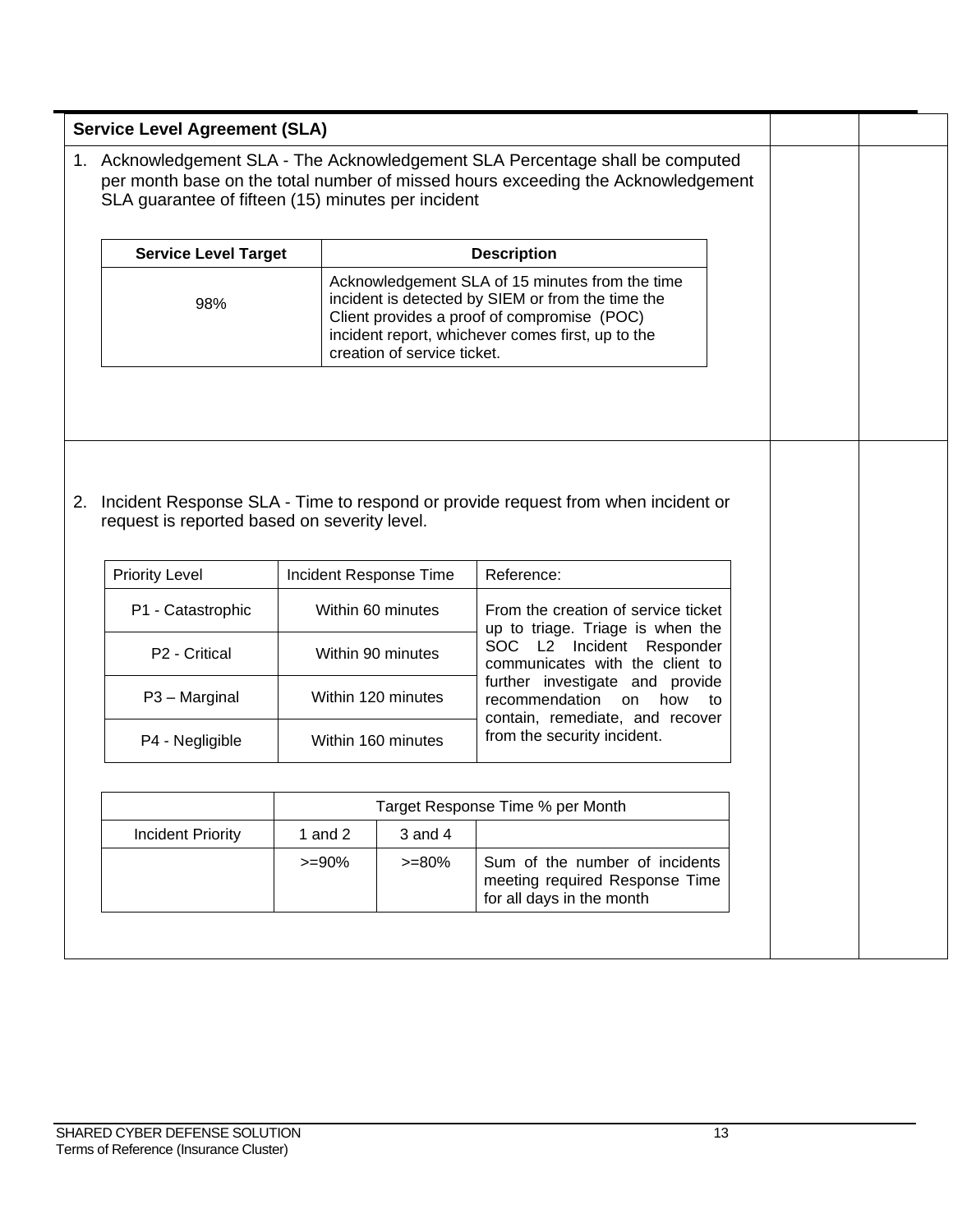**Service Level Agreement (SLA)**

1. Acknowledgement SLA - The Acknowledgement SLA Percentage shall be computed per month base on the total number of missed hours exceeding the Acknowledgement SLA guarantee of fifteen (15) minutes per incident

| Service Level Target | Description |
|---|---|
| 98% | Acknowledgement SLA of 15 minutes from the time incident is detected by SIEM or from the time the Client provides a proof of compromise (POC) incident report, whichever comes first, up to the creation of service ticket. |

2. Incident Response SLA - Time to respond or provide request from when incident or request is reported based on severity level.

| Priority Level | Incident Response Time | Reference: |
|---|---|---|
| P1 - Catastrophic | Within 60 minutes | From the creation of service ticket up to triage. Triage is when the SOC L2 Incident Responder communicates with the client to further investigate and provide recommendation on how to contain, remediate, and recover from the security incident. |
| P2 - Critical | Within 90 minutes | |
| P3 – Marginal | Within 120 minutes | |
| P4 - Negligible | Within 160 minutes | |

| | Target Response Time % per Month | | |
|---|---|---|---|
| Incident Priority | 1 and 2 | 3 and 4 | |
| | >=90% | >=80% | Sum of the number of incidents meeting required Response Time for all days in the month |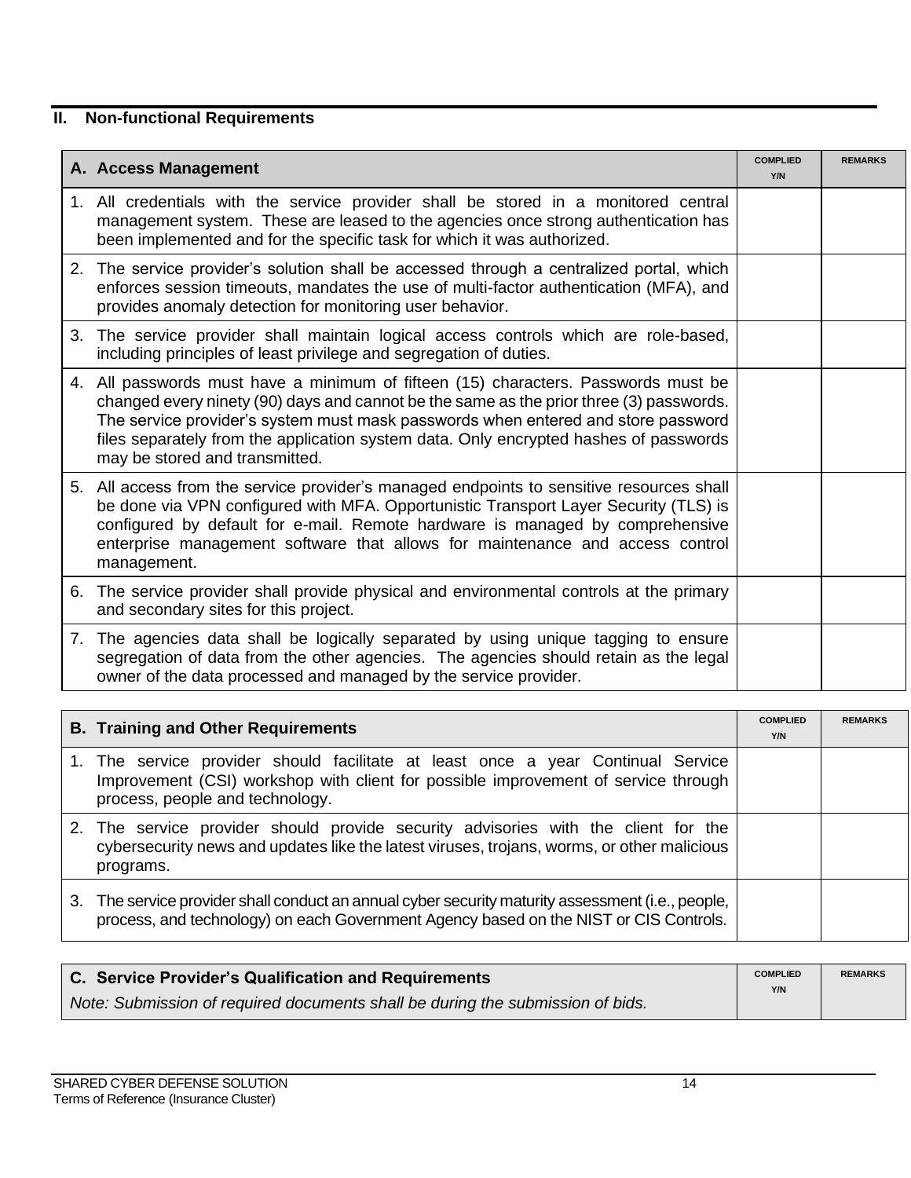## II. Non-functional Requirements

| A. Access Management | COMPLIED Y/N | REMARKS |
|---|---|---|
| 1. All credentials with the service provider shall be stored in a monitored central management system. These are leased to the agencies once strong authentication has been implemented and for the specific task for which it was authorized. | | |
| 2. The service provider's solution shall be accessed through a centralized portal, which enforces session timeouts, mandates the use of multi-factor authentication (MFA), and provides anomaly detection for monitoring user behavior. | | |
| 3. The service provider shall maintain logical access controls which are role-based, including principles of least privilege and segregation of duties. | | |
| 4. All passwords must have a minimum of fifteen (15) characters. Passwords must be changed every ninety (90) days and cannot be the same as the prior three (3) passwords. The service provider's system must mask passwords when entered and store password files separately from the application system data. Only encrypted hashes of passwords may be stored and transmitted. | | |
| 5. All access from the service provider's managed endpoints to sensitive resources shall be done via VPN configured with MFA. Opportunistic Transport Layer Security (TLS) is configured by default for e-mail. Remote hardware is managed by comprehensive enterprise management software that allows for maintenance and access control management. | | |
| 6. The service provider shall provide physical and environmental controls at the primary and secondary sites for this project. | | |
| 7. The agencies data shall be logically separated by using unique tagging to ensure segregation of data from the other agencies. The agencies should retain as the legal owner of the data processed and managed by the service provider. | | |

| B. Training and Other Requirements | COMPLIED Y/N | REMARKS |
|---|---|---|
| 1. The service provider should facilitate at least once a year Continual Service Improvement (CSI) workshop with client for possible improvement of service through process, people and technology. | | |
| 2. The service provider should provide security advisories with the client for the cybersecurity news and updates like the latest viruses, trojans, worms, or other malicious programs. | | |
| 3. The service provider shall conduct an annual cyber security maturity assessment (i.e., people, process, and technology) on each Government Agency based on the NIST or CIS Controls. | | |

| C. Service Provider's Qualification and Requirements<br>*Note: Submission of required documents shall be during the submission of bids.* | COMPLIED Y/N | REMARKS |
|---|---|---|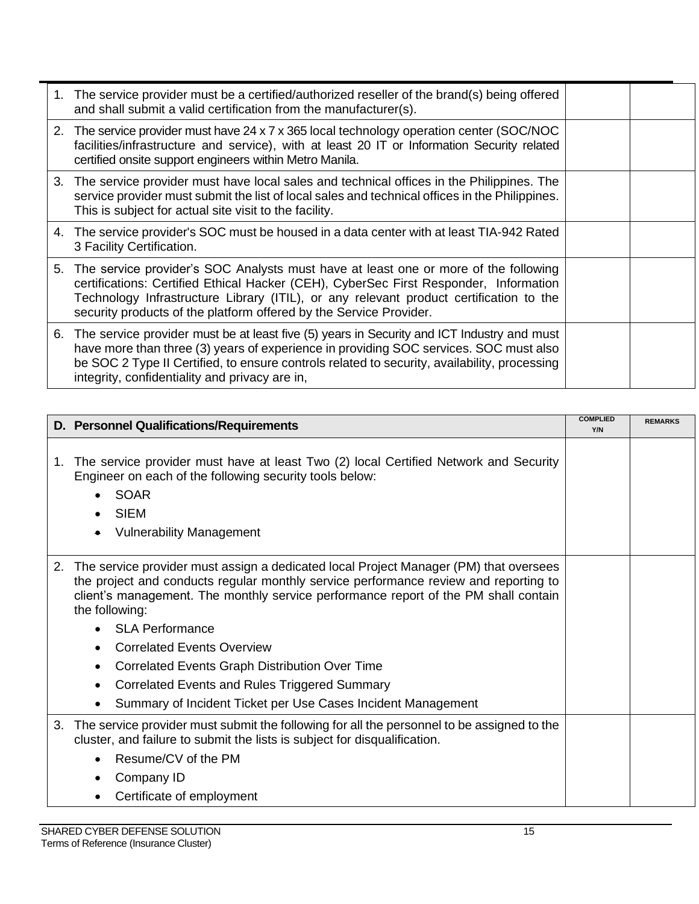| | | |
|---|---|---|
| 1. The service provider must be a certified/authorized reseller of the brand(s) being offered and shall submit a valid certification from the manufacturer(s). | | |
| 2. The service provider must have 24 x 7 x 365 local technology operation center (SOC/NOC facilities/infrastructure and service), with at least 20 IT or Information Security related certified onsite support engineers within Metro Manila. | | |
| 3. The service provider must have local sales and technical offices in the Philippines. The service provider must submit the list of local sales and technical offices in the Philippines. This is subject for actual site visit to the facility. | | |
| 4. The service provider's SOC must be housed in a data center with at least TIA-942 Rated 3 Facility Certification. | | |
| 5. The service provider's SOC Analysts must have at least one or more of the following certifications: Certified Ethical Hacker (CEH), CyberSec First Responder, Information Technology Infrastructure Library (ITIL), or any relevant product certification to the security products of the platform offered by the Service Provider. | | |
| 6. The service provider must be at least five (5) years in Security and ICT Industry and must have more than three (3) years of experience in providing SOC services. SOC must also be SOC 2 Type II Certified, to ensure controls related to security, availability, processing integrity, confidentiality and privacy are in, | | |

| D. Personnel Qualifications/Requirements | COMPLIED Y/N | REMARKS |
|---|---|---|
| 1. The service provider must have at least Two (2) local Certified Network and Security Engineer on each of the following security tools below:<br>• SOAR<br>• SIEM<br>• Vulnerability Management | | |
| 2. The service provider must assign a dedicated local Project Manager (PM) that oversees the project and conducts regular monthly service performance review and reporting to client's management. The monthly service performance report of the PM shall contain the following:<br>• SLA Performance<br>• Correlated Events Overview<br>• Correlated Events Graph Distribution Over Time<br>• Correlated Events and Rules Triggered Summary<br>• Summary of Incident Ticket per Use Cases Incident Management | | |
| 3. The service provider must submit the following for all the personnel to be assigned to the cluster, and failure to submit the lists is subject for disqualification.<br>• Resume/CV of the PM<br>• Company ID<br>• Certificate of employment | | |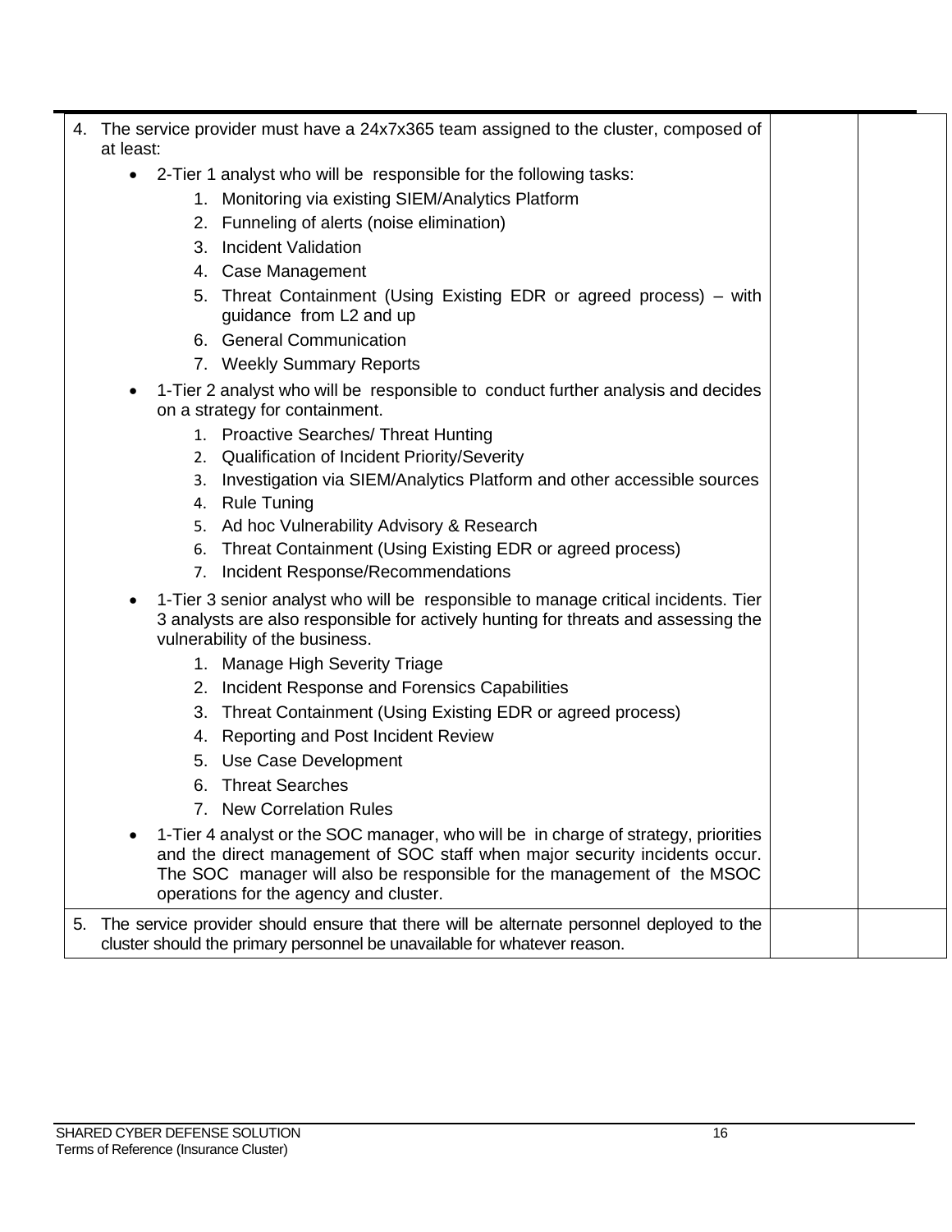| | | |
|---|---|---|
| 4. The service provider must have a 24x7x365 team assigned to the cluster, composed of at least:<br>• 2-Tier 1 analyst who will be responsible for the following tasks:<br>1. Monitoring via existing SIEM/Analytics Platform<br>2. Funneling of alerts (noise elimination)<br>3. Incident Validation<br>4. Case Management<br>5. Threat Containment (Using Existing EDR or agreed process) – with guidance from L2 and up<br>6. General Communication<br>7. Weekly Summary Reports<br>• 1-Tier 2 analyst who will be responsible to conduct further analysis and decides on a strategy for containment.<br>1. Proactive Searches/ Threat Hunting<br>2. Qualification of Incident Priority/Severity<br>3. Investigation via SIEM/Analytics Platform and other accessible sources<br>4. Rule Tuning<br>5. Ad hoc Vulnerability Advisory & Research<br>6. Threat Containment (Using Existing EDR or agreed process)<br>7. Incident Response/Recommendations<br>• 1-Tier 3 senior analyst who will be responsible to manage critical incidents. Tier 3 analysts are also responsible for actively hunting for threats and assessing the vulnerability of the business.<br>1. Manage High Severity Triage<br>2. Incident Response and Forensics Capabilities<br>3. Threat Containment (Using Existing EDR or agreed process)<br>4. Reporting and Post Incident Review<br>5. Use Case Development<br>6. Threat Searches<br>7. New Correlation Rules<br>• 1-Tier 4 analyst or the SOC manager, who will be in charge of strategy, priorities and the direct management of SOC staff when major security incidents occur. The SOC manager will also be responsible for the management of the MSOC operations for the agency and cluster. | | |
| 5. The service provider should ensure that there will be alternate personnel deployed to the cluster should the primary personnel be unavailable for whatever reason. | | |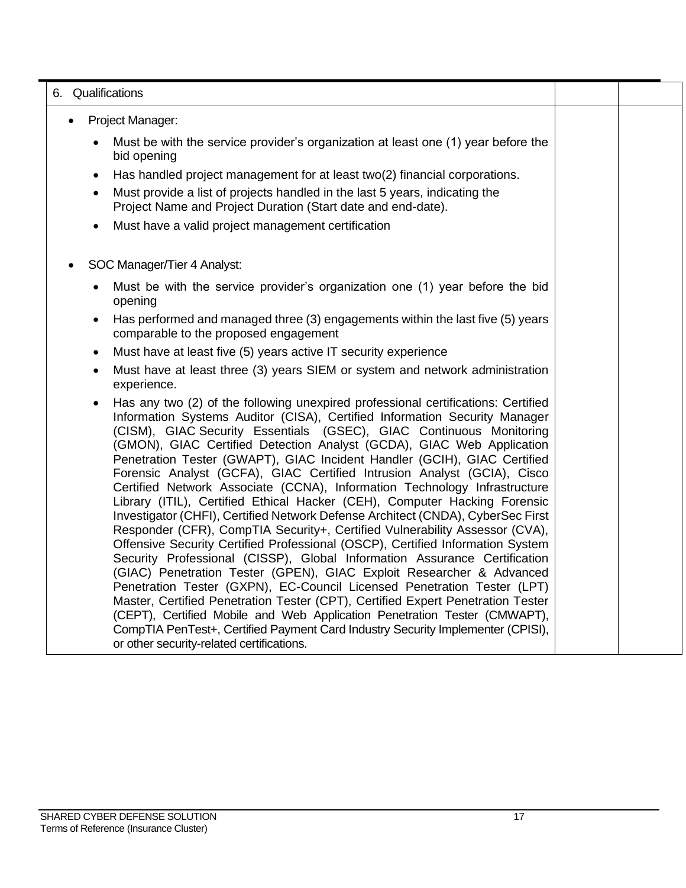| 6. Qualifications | | |
|---|---|---|
| • Project Manager:<br>  ◦ Must be with the service provider's organization at least one (1) year before the bid opening<br>  ◦ Has handled project management for at least two(2) financial corporations.<br>  ◦ Must provide a list of projects handled in the last 5 years, indicating the Project Name and Project Duration (Start date and end-date).<br>  ◦ Must have a valid project management certification<br><br>• SOC Manager/Tier 4 Analyst:<br>  ◦ Must be with the service provider's organization one (1) year before the bid opening<br>  ◦ Has performed and managed three (3) engagements within the last five (5) years comparable to the proposed engagement<br>  ◦ Must have at least five (5) years active IT security experience<br>  ◦ Must have at least three (3) years SIEM or system and network administration experience.<br>  ◦ Has any two (2) of the following unexpired professional certifications: Certified Information Systems Auditor (CISA), Certified Information Security Manager (CISM), GIAC Security Essentials (GSEC), GIAC Continuous Monitoring (GMON), GIAC Certified Detection Analyst (GCDA), GIAC Web Application Penetration Tester (GWAPT), GIAC Incident Handler (GCIH), GIAC Certified Forensic Analyst (GCFA), GIAC Certified Intrusion Analyst (GCIA), Cisco Certified Network Associate (CCNA), Information Technology Infrastructure Library (ITIL), Certified Ethical Hacker (CEH), Computer Hacking Forensic Investigator (CHFI), Certified Network Defense Architect (CNDA), CyberSec First Responder (CFR), CompTIA Security+, Certified Vulnerability Assessor (CVA), Offensive Security Certified Professional (OSCP), Certified Information System Security Professional (CISSP), Global Information Assurance Certification (GIAC) Penetration Tester (GPEN), GIAC Exploit Researcher & Advanced Penetration Tester (GXPN), EC-Council Licensed Penetration Tester (LPT) Master, Certified Penetration Tester (CPT), Certified Expert Penetration Tester (CEPT), Certified Mobile and Web Application Penetration Tester (CMWAPT), CompTIA PenTest+, Certified Payment Card Industry Security Implementer (CPISI), or other security-related certifications. | | |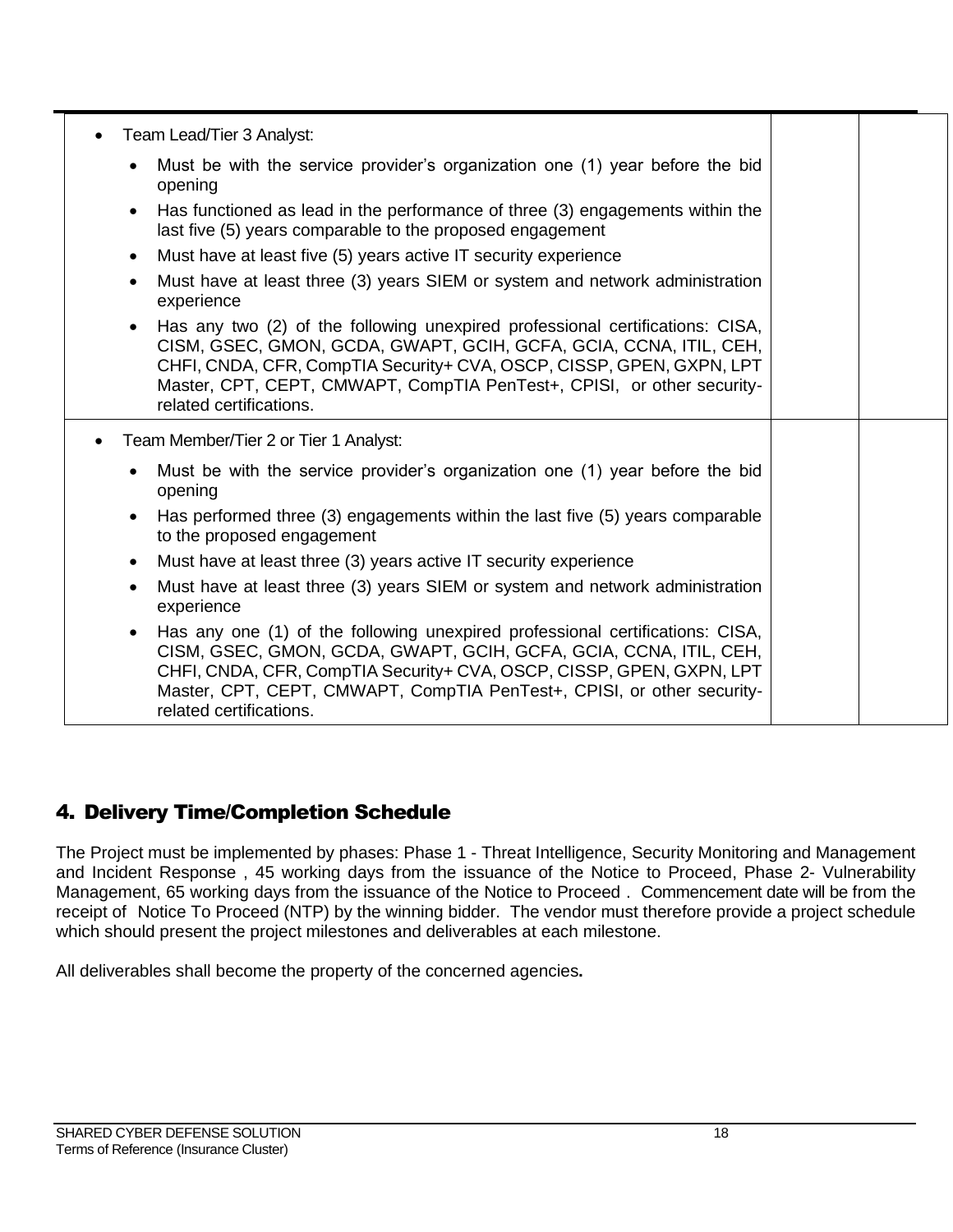| | | |
|---|---|---|
| • Team Lead/Tier 3 Analyst:<br>• Must be with the service provider's organization one (1) year before the bid opening<br>• Has functioned as lead in the performance of three (3) engagements within the last five (5) years comparable to the proposed engagement<br>• Must have at least five (5) years active IT security experience<br>• Must have at least three (3) years SIEM or system and network administration experience<br>• Has any two (2) of the following unexpired professional certifications: CISA, CISM, GSEC, GMON, GCDA, GWAPT, GCIH, GCFA, GCIA, CCNA, ITIL, CEH, CHFI, CNDA, CFR, CompTIA Security+ CVA, OSCP, CISSP, GPEN, GXPN, LPT Master, CPT, CEPT, CMWAPT, CompTIA PenTest+, CPISI, or other security-related certifications. | | |
| • Team Member/Tier 2 or Tier 1 Analyst:<br>• Must be with the service provider's organization one (1) year before the bid opening<br>• Has performed three (3) engagements within the last five (5) years comparable to the proposed engagement<br>• Must have at least three (3) years active IT security experience<br>• Must have at least three (3) years SIEM or system and network administration experience<br>• Has any one (1) of the following unexpired professional certifications: CISA, CISM, GSEC, GMON, GCDA, GWAPT, GCIH, GCFA, GCIA, CCNA, ITIL, CEH, CHFI, CNDA, CFR, CompTIA Security+ CVA, OSCP, CISSP, GPEN, GXPN, LPT Master, CPT, CEPT, CMWAPT, CompTIA PenTest+, CPISI, or other security-related certifications. | | |

## 4. Delivery Time/Completion Schedule

The Project must be implemented by phases: Phase 1 - Threat Intelligence, Security Monitoring and Management and Incident Response , 45 working days from the issuance of the Notice to Proceed, Phase 2- Vulnerability Management, 65 working days from the issuance of the Notice to Proceed . Commencement date will be from the receipt of Notice To Proceed (NTP) by the winning bidder. The vendor must therefore provide a project schedule which should present the project milestones and deliverables at each milestone.

All deliverables shall become the property of the concerned agencies**.**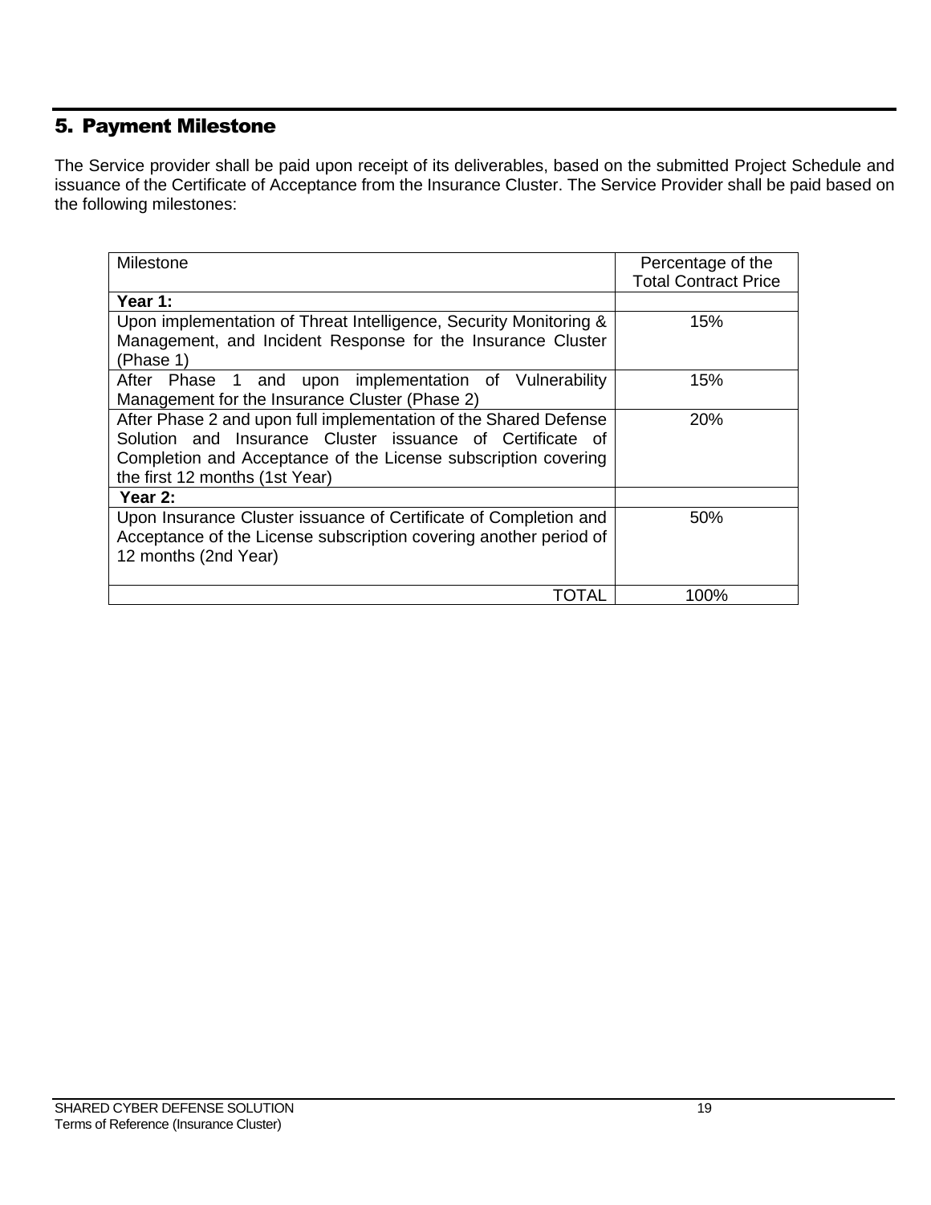## 5. Payment Milestone

The Service provider shall be paid upon receipt of its deliverables, based on the submitted Project Schedule and issuance of the Certificate of Acceptance from the Insurance Cluster. The Service Provider shall be paid based on the following milestones:

| Milestone | Percentage of the Total Contract Price |
|---|---|
| **Year 1:** | |
| Upon implementation of Threat Intelligence, Security Monitoring & Management, and Incident Response for the Insurance Cluster (Phase 1) | 15% |
| After Phase 1 and upon implementation of Vulnerability Management for the Insurance Cluster (Phase 2) | 15% |
| After Phase 2 and upon full implementation of the Shared Defense Solution and Insurance Cluster issuance of Certificate of Completion and Acceptance of the License subscription covering the first 12 months (1st Year) | 20% |
| **Year 2:** | |
| Upon Insurance Cluster issuance of Certificate of Completion and Acceptance of the License subscription covering another period of 12 months (2nd Year) | 50% |
| TOTAL | 100% |